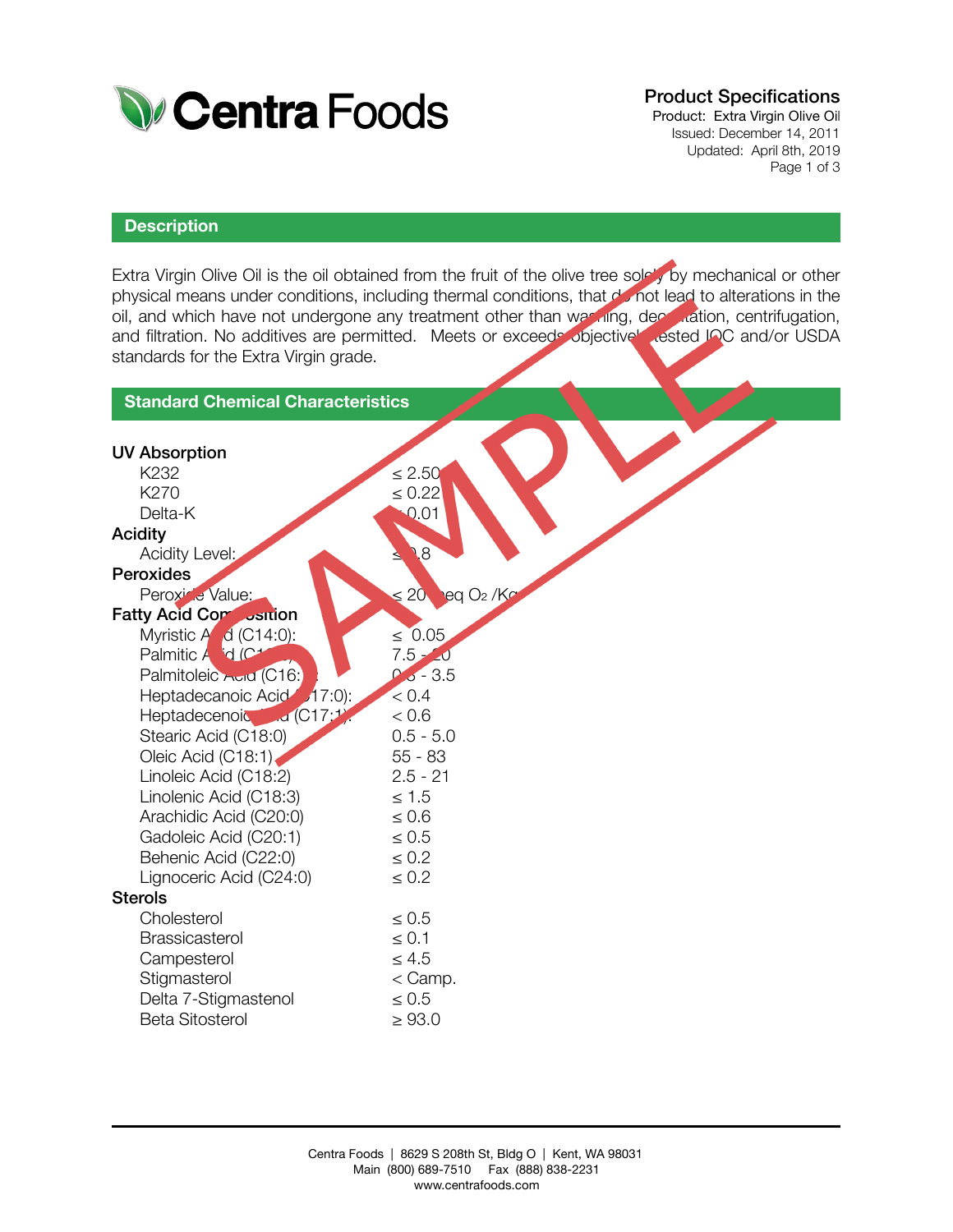Centra Foods

**Product Specifications**
Product: Extra Virgin Olive Oil
Issued: December 14, 2011
Updated: April 8th, 2019

## Description

Extra Virgin Olive Oil is the oil obtained from the fruit of the olive tree solely by mechanical or other physical means under conditions, including thermal conditions, that do not lead to alterations in the oil, and which have not undergone any treatment other than washing, decantation, centrifugation, and filtration. No additives are permitted. Meets or exceeds objectively tested IOC and/or USDA standards for the Extra Virgin grade.

## Standard Chemical Characteristics

| Characteristic | Specification |
|---|---|
| **UV Absorption** | |
| K232 | ≤ 2.50 |
| K270 | ≤ 0.22 |
| Delta-K | ≤ 0.01 |
| **Acidity** | |
| Acidity Level: | ≤ 0.8 |
| **Peroxides** | |
| Peroxide Value: | ≤ 20 meq $O_2$ /Kg |
| **Fatty Acid Composition** | |
| Myristic Acid (C14:0): | ≤ 0.05 |
| Palmitic Acid (C16:0): | 7.5 - 20 |
| Palmitoleic Acid (C16:1): | 0.3 - 3.5 |
| Heptadecanoic Acid (C17:0): | < 0.4 |
| Heptadecenoic Acid (C17:1): | < 0.6 |
| Stearic Acid (C18:0) | 0.5 - 5.0 |
| Oleic Acid (C18:1) | 55 - 83 |
| Linoleic Acid (C18:2) | 2.5 - 21 |
| Linolenic Acid (C18:3) | ≤ 1.5 |
| Arachidic Acid (C20:0) | ≤ 0.6 |
| Gadoleic Acid (C20:1) | ≤ 0.5 |
| Behenic Acid (C22:0) | ≤ 0.2 |
| Lignoceric Acid (C24:0) | ≤ 0.2 |
| **Sterols** | |
| Cholesterol | ≤ 0.5 |
| Brassicasterol | ≤ 0.1 |
| Campesterol | ≤ 4.5 |
| Stigmasterol | < Camp. |
| Delta 7-Stigmastenol | ≤ 0.5 |
| Beta Sitosterol | ≥ 93.0 |

SAMPLE

Centra Foods | 8629 S 208th St, Bldg O | Kent, WA 98031
Main (800) 689-7510 Fax (888) 838-2231
www.centrafoods.com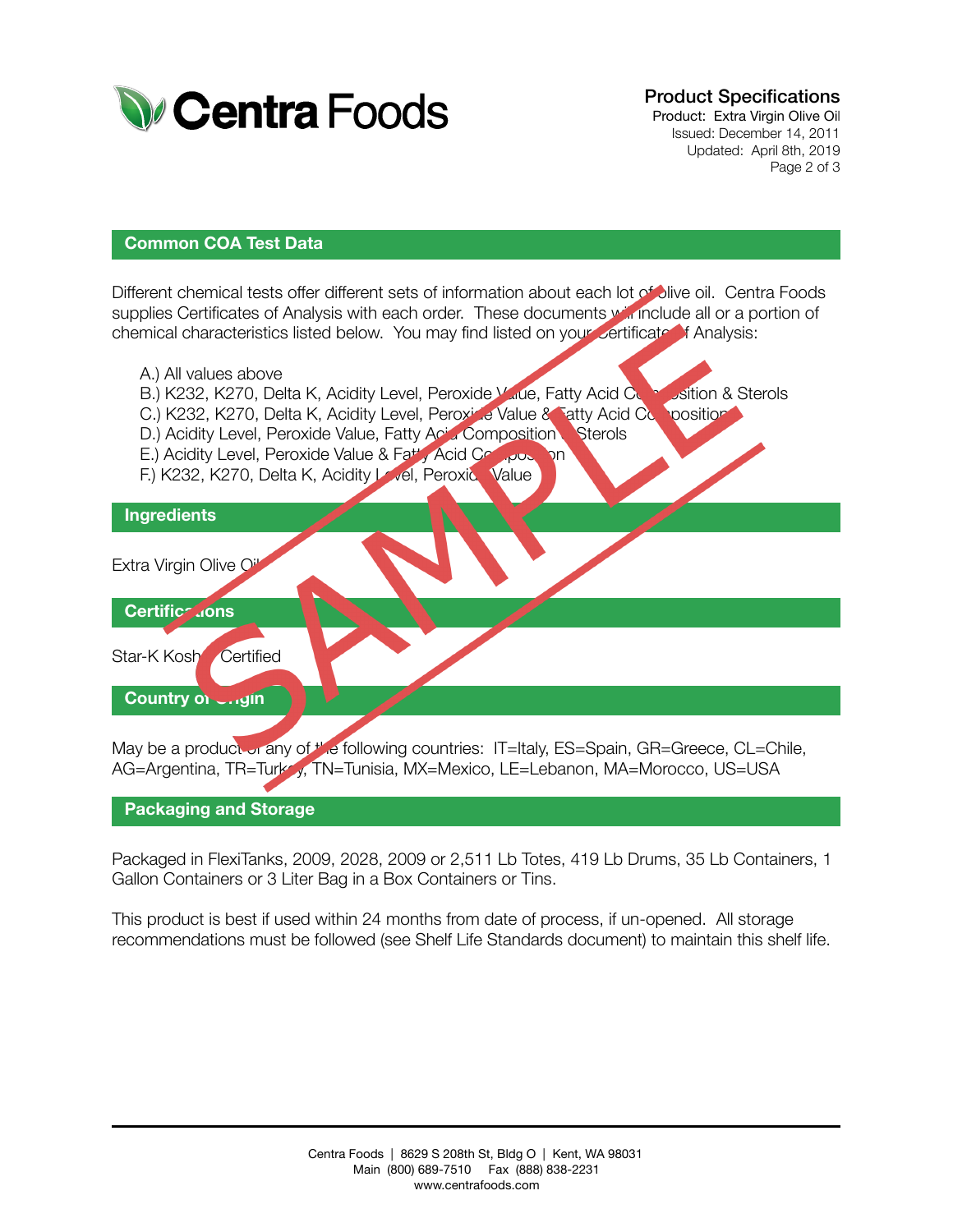## Common COA Test Data

Different chemical tests offer different sets of information about each lot of olive oil. Centra Foods supplies Certificates of Analysis with each order. These documents will include all or a portion of chemical characteristics listed below. You may find listed on your Certificate of Analysis:

A.) All values above
B.) K232, K270, Delta K, Acidity Level, Peroxide Value, Fatty Acid Composition & Sterols
C.) K232, K270, Delta K, Acidity Level, Peroxide Value & Fatty Acid Composition
D.) Acidity Level, Peroxide Value, Fatty Acid Composition & Sterols
E.) Acidity Level, Peroxide Value & Fatty Acid Composition
F.) K232, K270, Delta K, Acidity Level, Peroxide Value

## Ingredients

Extra Virgin Olive Oil

## Certifications

Star-K Kosher Certified

## Country of Origin

May be a product of any of the following countries: IT=Italy, ES=Spain, GR=Greece, CL=Chile, AG=Argentina, TR=Turkey, TN=Tunisia, MX=Mexico, LE=Lebanon, MA=Morocco, US=USA

## Packaging and Storage

Packaged in FlexiTanks, 2009, 2028, 2009 or 2,511 Lb Totes, 419 Lb Drums, 35 Lb Containers, 1 Gallon Containers or 3 Liter Bag in a Box Containers or Tins.

This product is best if used within 24 months from date of process, if un-opened. All storage recommendations must be followed (see Shelf Life Standards document) to maintain this shelf life.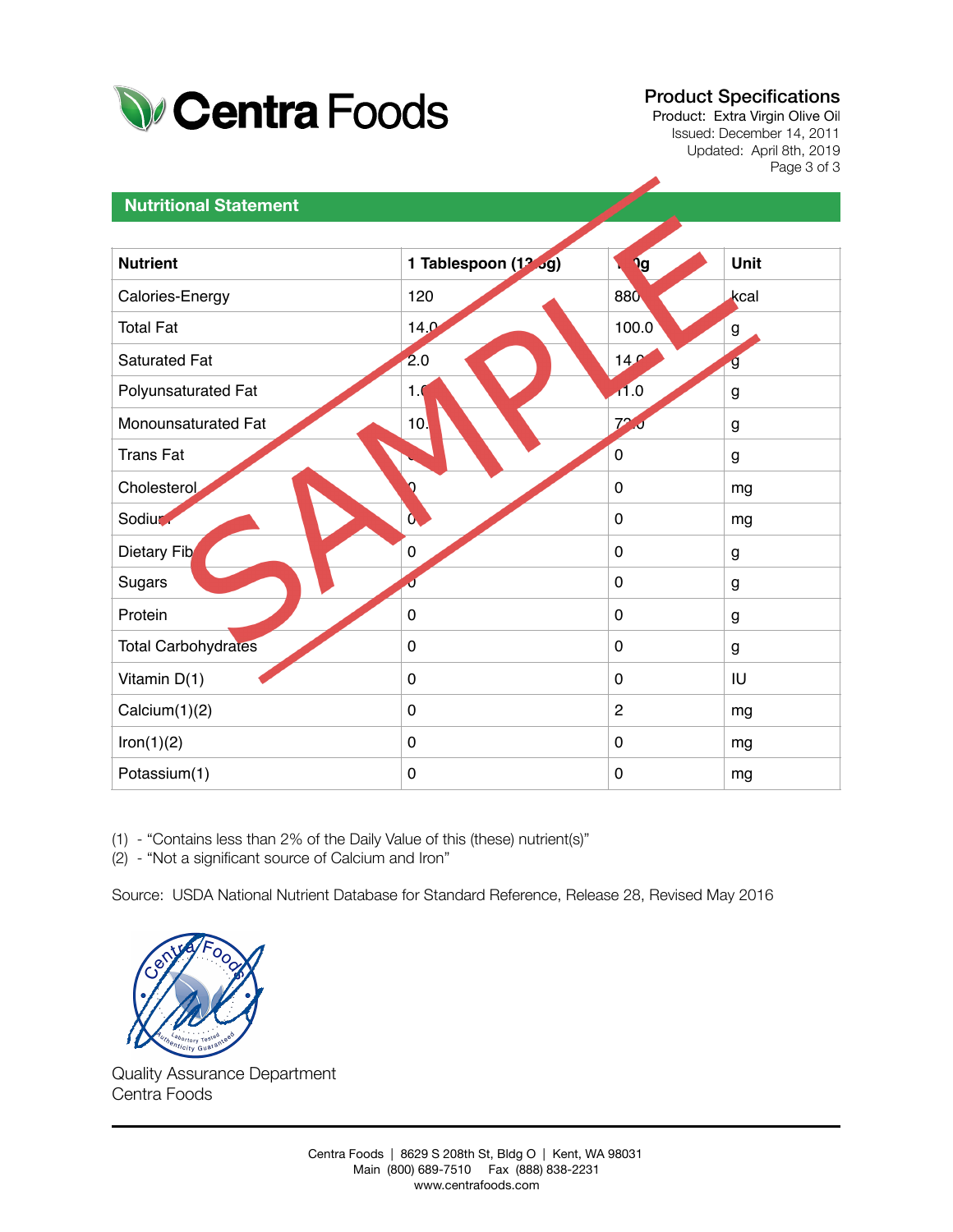# Centra Foods

**Product Specifications**
Product: Extra Virgin Olive Oil
Issued: December 14, 2011
Updated: April 8th, 2019

## Nutritional Statement

| Nutrient | 1 Tablespoon (13.5g) | 100g | Unit |
|---|---|---|---|
| Calories-Energy | 120 | 880 | kcal |
| Total Fat | 14.0 | 100.0 | g |
| Saturated Fat | 2.0 | 14.0 | g |
| Polyunsaturated Fat | 1.0 | 11.0 | g |
| Monounsaturated Fat | 10.0 | 73.0 | g |
| Trans Fat | 0 | 0 | g |
| Cholesterol | 0 | 0 | mg |
| Sodium | 0 | 0 | mg |
| Dietary Fiber | 0 | 0 | g |
| Sugars | 0 | 0 | g |
| Protein | 0 | 0 | g |
| Total Carbohydrates | 0 | 0 | g |
| Vitamin D(1) | 0 | 0 | IU |
| Calcium(1)(2) | 0 | 2 | mg |
| Iron(1)(2) | 0 | 0 | mg |
| Potassium(1) | 0 | 0 | mg |

(1) - "Contains less than 2% of the Daily Value of this (these) nutrient(s)"
(2) - "Not a significant source of Calcium and Iron"

Source: USDA National Nutrient Database for Standard Reference, Release 28, Revised May 2016

Quality Assurance Department
Centra Foods

Centra Foods | 8629 S 208th St, Bldg O | Kent, WA 98031
Main (800) 689-7510 Fax (888) 838-2231
www.centrafoods.com